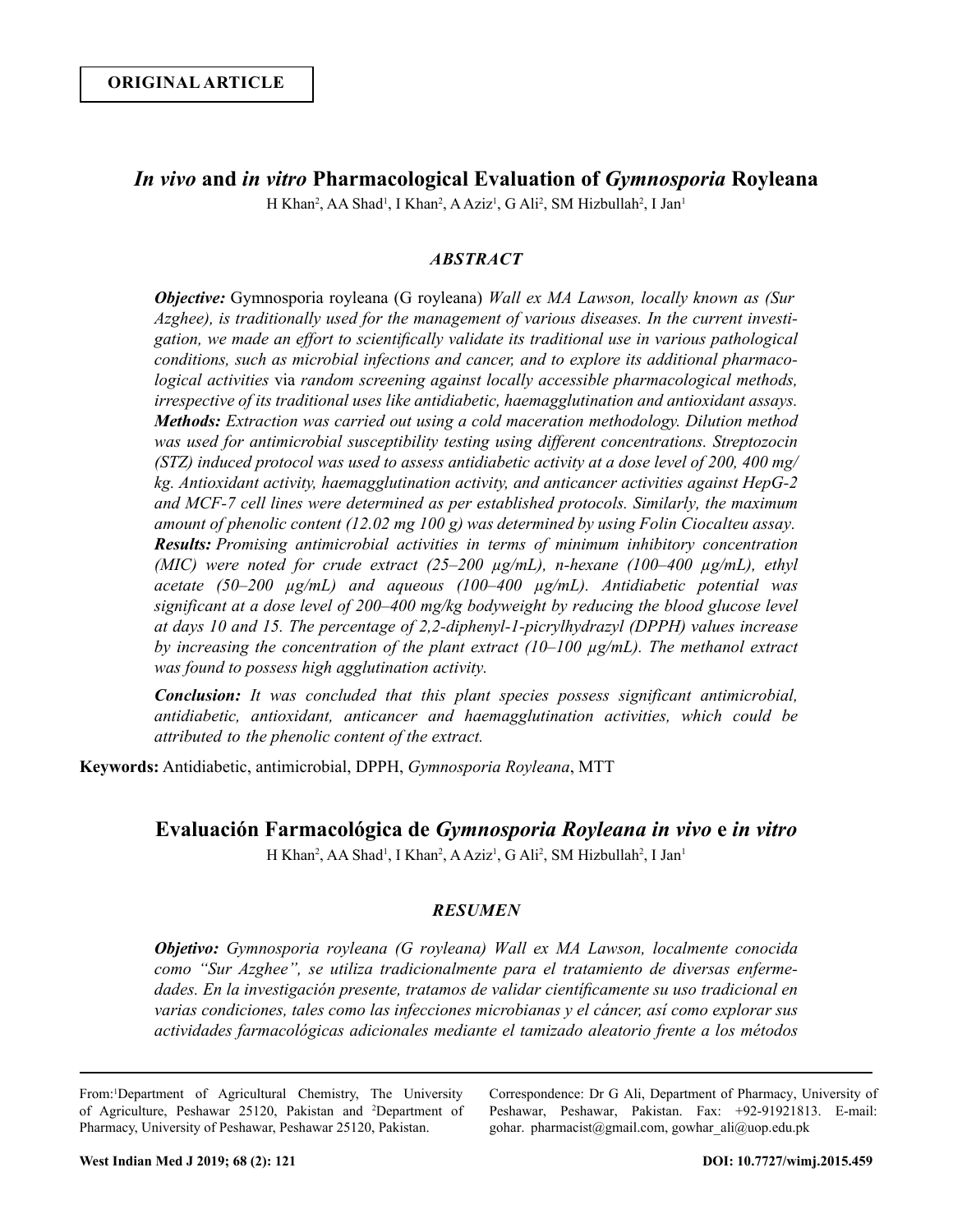**ORIGINAL ARTICLE**

# *In vivo* and *in vitro* Pharmacological Evaluation of *Gymnosporia* Royleana

H Khan[2], AA Shad[1], I Khan[2], A Aziz[1], G Ali[2], SM Hizbullah[2], I Jan[1]

## *ABSTRACT*

***Objective:*** Gymnosporia royleana (G royleana) *Wall ex MA Lawson, locally known as (Sur Azghee), is traditionally used for the management of various diseases. In the current investigation, we made an effort to scientifically validate its traditional use in various pathological conditions, such as microbial infections and cancer, and to explore its additional pharmacological activities* via *random screening against locally accessible pharmacological methods, irrespective of its traditional uses like antidiabetic, haemagglutination and antioxidant assays.*
***Methods:*** *Extraction was carried out using a cold maceration methodology. Dilution method was used for antimicrobial susceptibility testing using different concentrations. Streptozocin (STZ) induced protocol was used to assess antidiabetic activity at a dose level of 200, 400 mg/kg. Antioxidant activity, haemagglutination activity, and anticancer activities against HepG-2 and MCF-7 cell lines were determined as per established protocols. Similarly, the maximum amount of phenolic content (12.02 mg 100 g) was determined by using Folin Ciocalteu assay.*
***Results:*** *Promising antimicrobial activities in terms of minimum inhibitory concentration (MIC) were noted for crude extract (25–200 µg/mL), n-hexane (100–400 µg/mL), ethyl acetate (50–200 µg/mL) and aqueous (100–400 µg/mL). Antidiabetic potential was significant at a dose level of 200–400 mg/kg bodyweight by reducing the blood glucose level at days 10 and 15. The percentage of 2,2-diphenyl-1-picrylhydrazyl (DPPH) values increase by increasing the concentration of the plant extract (10–100 µg/mL). The methanol extract was found to possess high agglutination activity.*

***Conclusion:*** *It was concluded that this plant species possess significant antimicrobial, antidiabetic, antioxidant, anticancer and haemagglutination activities, which could be attributed to the phenolic content of the extract.*

**Keywords:** Antidiabetic, antimicrobial, DPPH, *Gymnosporia Royleana*, MTT

# Evaluación Farmacológica de *Gymnosporia Royleana in vivo* e *in vitro*

H Khan[2], AA Shad[1], I Khan[2], A Aziz[1], G Ali[2], SM Hizbullah[2], I Jan[1]

## *RESUMEN*

***Objetivo:*** *Gymnosporia royleana (G royleana) Wall ex MA Lawson, localmente conocida como "Sur Azghee", se utiliza tradicionalmente para el tratamiento de diversas enfermedades. En la investigación presente, tratamos de validar científicamente su uso tradicional en varias condiciones, tales como las infecciones microbianas y el cáncer, así como explorar sus actividades farmacológicas adicionales mediante el tamizado aleatorio frente a los métodos*

From:[1]Department of Agricultural Chemistry, The University of Agriculture, Peshawar 25120, Pakistan and [2]Department of Pharmacy, University of Peshawar, Peshawar 25120, Pakistan.

Correspondence: Dr G Ali, Department of Pharmacy, University of Peshawar, Peshawar, Pakistan. Fax: +92-91921813. E-mail: gohar. pharmacist@gmail.com, gowhar_ali@uop.edu.pk

DOI: 10.7727/wimj.2015.459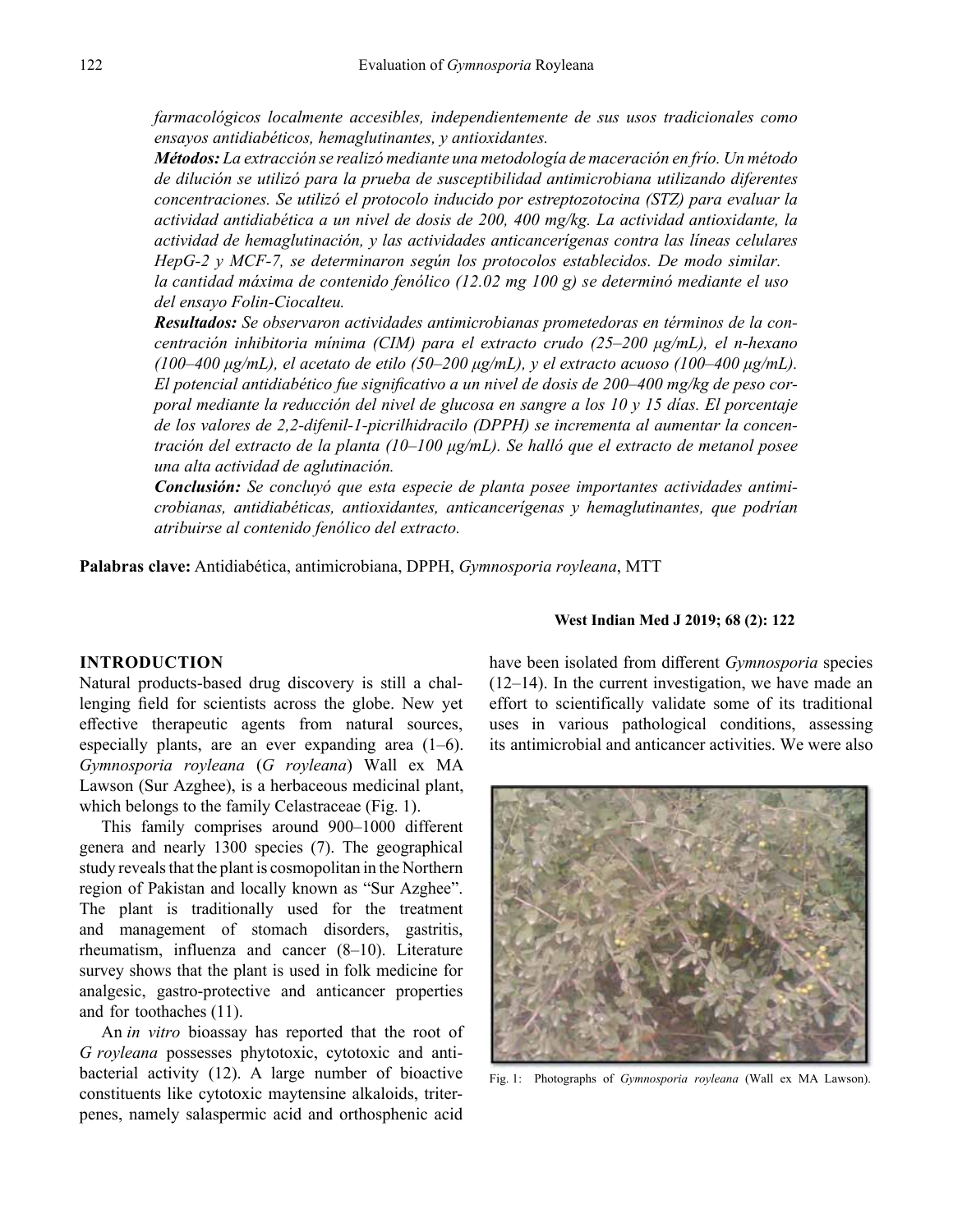*farmacológicos localmente accesibles, independientemente de sus usos tradicionales como ensayos antidiabéticos, hemaglutinantes, y antioxidantes.*

***Métodos:*** *La extracción se realizó mediante una metodología de maceración en frío. Un método de dilución se utilizó para la prueba de susceptibilidad antimicrobiana utilizando diferentes concentraciones. Se utilizó el protocolo inducido por estreptozotocina (STZ) para evaluar la actividad antidiabética a un nivel de dosis de 200, 400 mg/kg. La actividad antioxidante, la actividad de hemaglutinación, y las actividades anticancerígenas contra las líneas celulares HepG-2 y MCF-7, se determinaron según los protocolos establecidos. De modo similar. la cantidad máxima de contenido fenólico (12.02 mg 100 g) se determinó mediante el uso del ensayo Folin-Ciocalteu.*

***Resultados:*** *Se observaron actividades antimicrobianas prometedoras en términos de la concentración inhibitoria mínima (CIM) para el extracto crudo (25–200 μg/mL), el n-hexano (100–400 μg/mL), el acetato de etilo (50–200 μg/mL), y el extracto acuoso (100–400 μg/mL). El potencial antidiabético fue significativo a un nivel de dosis de 200–400 mg/kg de peso corporal mediante la reducción del nivel de glucosa en sangre a los 10 y 15 días. El porcentaje de los valores de 2,2-difenil-1-picrilhidracilo (DPPH) se incrementa al aumentar la concentración del extracto de la planta (10–100 μg/mL). Se halló que el extracto de metanol posee una alta actividad de aglutinación.*

***Conclusión:*** *Se concluyó que esta especie de planta posee importantes actividades antimicrobianas, antidiabéticas, antioxidantes, anticancerígenas y hemaglutinantes, que podrían atribuirse al contenido fenólico del extracto.*

**Palabras clave:** Antidiabética, antimicrobiana, DPPH, *Gymnosporia royleana*, MTT

## INTRODUCTION

Natural products-based drug discovery is still a challenging field for scientists across the globe. New yet effective therapeutic agents from natural sources, especially plants, are an ever expanding area (1–6). *Gymnosporia royleana* (*G royleana*) Wall ex MA Lawson (Sur Azghee), is a herbaceous medicinal plant, which belongs to the family Celastraceae (Fig. 1).

This family comprises around 900–1000 different genera and nearly 1300 species (7). The geographical study reveals that the plant is cosmopolitan in the Northern region of Pakistan and locally known as "Sur Azghee". The plant is traditionally used for the treatment and management of stomach disorders, gastritis, rheumatism, influenza and cancer (8–10). Literature survey shows that the plant is used in folk medicine for analgesic, gastro-protective and anticancer properties and for toothaches (11).

An *in vitro* bioassay has reported that the root of *G royleana* possesses phytotoxic, cytotoxic and antibacterial activity (12). A large number of bioactive constituents like cytotoxic maytensine alkaloids, triterpenes, namely salaspermic acid and orthosphenic acid have been isolated from different *Gymnosporia* species (12–14). In the current investigation, we have made an effort to scientifically validate some of its traditional uses in various pathological conditions, assessing its antimicrobial and anticancer activities. We were also

Fig. 1: Photographs of *Gymnosporia royleana* (Wall ex MA Lawson).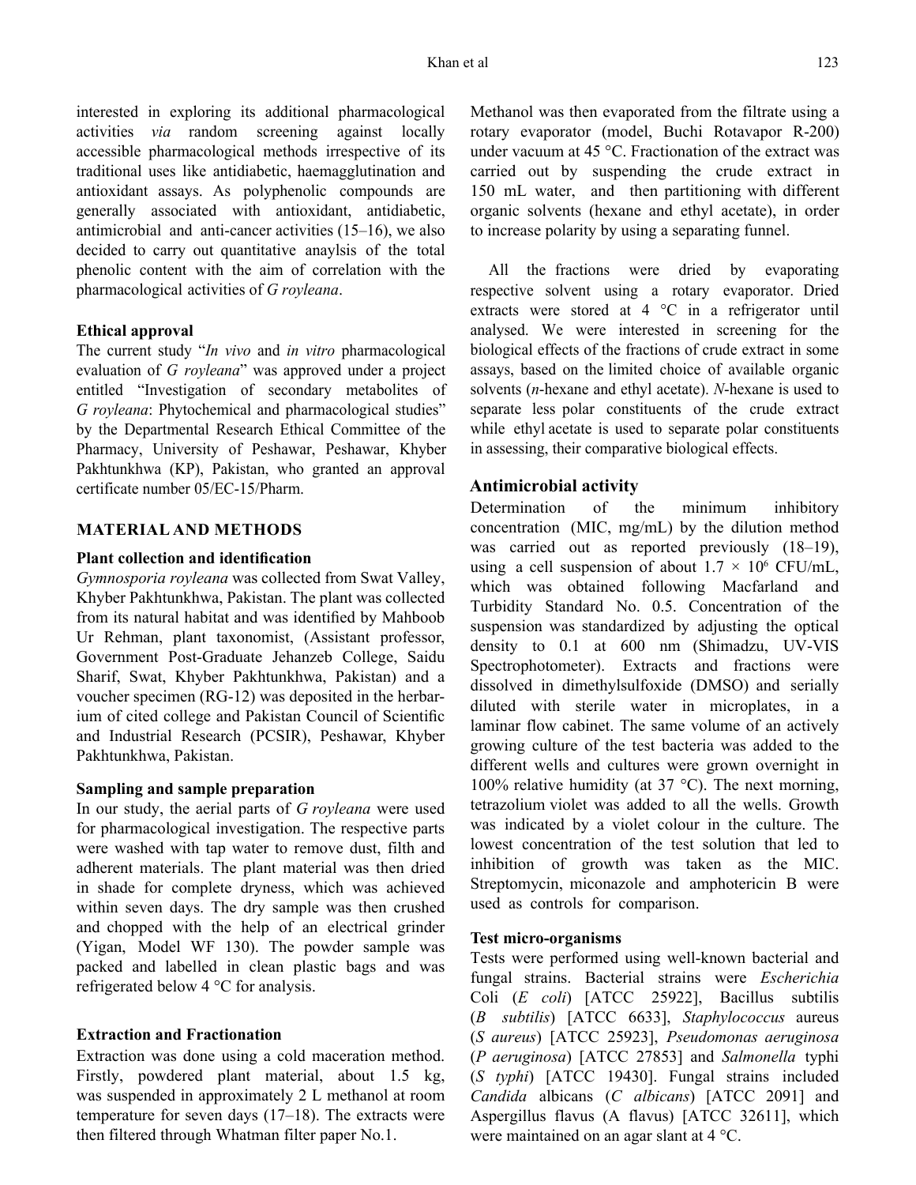interested in exploring its additional pharmacological activities *via* random screening against locally accessible pharmacological methods irrespective of its traditional uses like antidiabetic, haemagglutination and antioxidant assays. As polyphenolic compounds are generally associated with antioxidant, antidiabetic, antimicrobial and anti-cancer activities (15–16), we also decided to carry out quantitative anaylsis of the total phenolic content with the aim of correlation with the pharmacological activities of *G royleana*.

### Ethical approval

The current study "*In vivo* and *in vitro* pharmacological evaluation of *G royleana*" was approved under a project entitled "Investigation of secondary metabolites of *G royleana*: Phytochemical and pharmacological studies" by the Departmental Research Ethical Committee of the Pharmacy, University of Peshawar, Peshawar, Khyber Pakhtunkhwa (KP), Pakistan, who granted an approval certificate number 05/EC-15/Pharm.

## MATERIAL AND METHODS

### Plant collection and identification

*Gymnosporia royleana* was collected from Swat Valley, Khyber Pakhtunkhwa, Pakistan. The plant was collected from its natural habitat and was identified by Mahboob Ur Rehman, plant taxonomist, (Assistant professor, Government Post-Graduate Jehanzeb College, Saidu Sharif, Swat, Khyber Pakhtunkhwa, Pakistan) and a voucher specimen (RG-12) was deposited in the herbarium of cited college and Pakistan Council of Scientific and Industrial Research (PCSIR), Peshawar, Khyber Pakhtunkhwa, Pakistan.

### Sampling and sample preparation

In our study, the aerial parts of *G royleana* were used for pharmacological investigation. The respective parts were washed with tap water to remove dust, filth and adherent materials. The plant material was then dried in shade for complete dryness, which was achieved within seven days. The dry sample was then crushed and chopped with the help of an electrical grinder (Yigan, Model WF 130). The powder sample was packed and labelled in clean plastic bags and was refrigerated below 4 °C for analysis.

### Extraction and Fractionation

Extraction was done using a cold maceration method. Firstly, powdered plant material, about 1.5 kg, was suspended in approximately 2 L methanol at room temperature for seven days (17–18). The extracts were then filtered through Whatman filter paper No.1. Methanol was then evaporated from the filtrate using a rotary evaporator (model, Buchi Rotavapor R-200) under vacuum at 45 °C. Fractionation of the extract was carried out by suspending the crude extract in 150 mL water, and then partitioning with different organic solvents (hexane and ethyl acetate), in order to increase polarity by using a separating funnel.

All the fractions were dried by evaporating respective solvent using a rotary evaporator. Dried extracts were stored at 4 °C in a refrigerator until analysed. We were interested in screening for the biological effects of the fractions of crude extract in some assays, based on the limited choice of available organic solvents (*n*-hexane and ethyl acetate). *N*-hexane is used to separate less polar constituents of the crude extract while ethyl acetate is used to separate polar constituents in assessing, their comparative biological effects.

## Antimicrobial activity

Determination of the minimum inhibitory concentration (MIC, mg/mL) by the dilution method was carried out as reported previously (18–19), using a cell suspension of about $1.7 \times 10^6$ CFU/mL, which was obtained following Macfarland and Turbidity Standard No. 0.5. Concentration of the suspension was standardized by adjusting the optical density to 0.1 at 600 nm (Shimadzu, UV-VIS Spectrophotometer). Extracts and fractions were dissolved in dimethylsulfoxide (DMSO) and serially diluted with sterile water in microplates, in a laminar flow cabinet. The same volume of an actively growing culture of the test bacteria was added to the different wells and cultures were grown overnight in 100% relative humidity (at 37 °C). The next morning, tetrazolium violet was added to all the wells. Growth was indicated by a violet colour in the culture. The lowest concentration of the test solution that led to inhibition of growth was taken as the MIC. Streptomycin, miconazole and amphotericin B were used as controls for comparison.

### Test micro-organisms

Tests were performed using well-known bacterial and fungal strains. Bacterial strains were *Escherichia* Coli (*E coli*) [ATCC 25922], Bacillus subtilis (*B subtilis*) [ATCC 6633], *Staphylococcus* aureus (*S aureus*) [ATCC 25923], *Pseudomonas aeruginosa* (*P aeruginosa*) [ATCC 27853] and *Salmonella* typhi (*S typhi*) [ATCC 19430]. Fungal strains included *Candida* albicans (*C albicans*) [ATCC 2091] and Aspergillus flavus (A flavus) [ATCC 32611], which were maintained on an agar slant at 4 °C.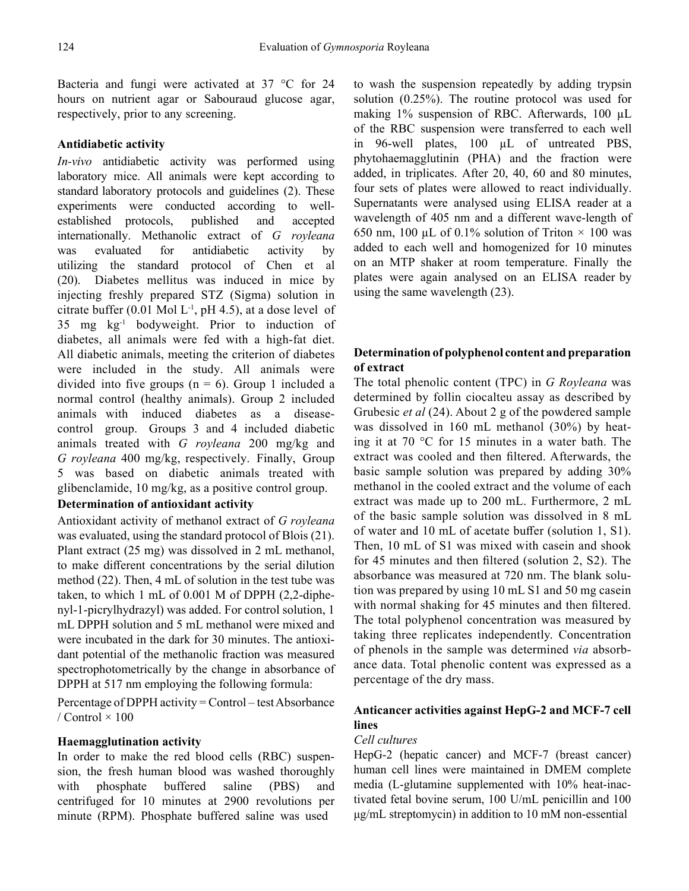Bacteria and fungi were activated at 37 °C for 24 hours on nutrient agar or Sabouraud glucose agar, respectively, prior to any screening.

### Antidiabetic activity

*In-vivo* antidiabetic activity was performed using laboratory mice. All animals were kept according to standard laboratory protocols and guidelines (2). These experiments were conducted according to well-established protocols, published and accepted internationally. Methanolic extract of *G royleana* was evaluated for antidiabetic activity by utilizing the standard protocol of Chen et al (20). Diabetes mellitus was induced in mice by injecting freshly prepared STZ (Sigma) solution in citrate buffer (0.01 Mol $L^{-1}$, pH 4.5), at a dose level of 35 mg $kg^{-1}$ bodyweight. Prior to induction of diabetes, all animals were fed with a high-fat diet. All diabetic animals, meeting the criterion of diabetes were included in the study. All animals were divided into five groups (n = 6). Group 1 included a normal control (healthy animals). Group 2 included animals with induced diabetes as a disease-control group. Groups 3 and 4 included diabetic animals treated with *G royleana* 200 mg/kg and *G royleana* 400 mg/kg, respectively. Finally, Group 5 was based on diabetic animals treated with glibenclamide, 10 mg/kg, as a positive control group.

### Determination of antioxidant activity

Antioxidant activity of methanol extract of *G royleana* was evaluated, using the standard protocol of Blois (21). Plant extract (25 mg) was dissolved in 2 mL methanol, to make different concentrations by the serial dilution method (22). Then, 4 mL of solution in the test tube was taken, to which 1 mL of 0.001 M of DPPH (2,2-diphenyl-1-picrylhydrazyl) was added. For control solution, 1 mL DPPH solution and 5 mL methanol were mixed and were incubated in the dark for 30 minutes. The antioxidant potential of the methanolic fraction was measured spectrophotometrically by the change in absorbance of DPPH at 517 nm employing the following formula:

Percentage of DPPH activity = Control – test Absorbance / Control × 100

### Haemagglutination activity

In order to make the red blood cells (RBC) suspension, the fresh human blood was washed thoroughly with phosphate buffered saline (PBS) and centrifuged for 10 minutes at 2900 revolutions per minute (RPM). Phosphate buffered saline was used to wash the suspension repeatedly by adding trypsin solution (0.25%). The routine protocol was used for making 1% suspension of RBC. Afterwards, 100 µL of the RBC suspension were transferred to each well in 96-well plates, 100 µL of untreated PBS, phytohaemagglutinin (PHA) and the fraction were added, in triplicates. After 20, 40, 60 and 80 minutes, four sets of plates were allowed to react individually. Supernatants were analysed using ELISA reader at a wavelength of 405 nm and a different wave-length of 650 nm, 100 µL of 0.1% solution of Triton × 100 was added to each well and homogenized for 10 minutes on an MTP shaker at room temperature. Finally the plates were again analysed on an ELISA reader by using the same wavelength (23).

### Determination of polyphenol content and preparation of extract

The total phenolic content (TPC) in *G Royleana* was determined by follin ciocalteu assay as described by Grubesic *et al* (24). About 2 g of the powdered sample was dissolved in 160 mL methanol (30%) by heating it at 70 °C for 15 minutes in a water bath. The extract was cooled and then filtered. Afterwards, the basic sample solution was prepared by adding 30% methanol in the cooled extract and the volume of each extract was made up to 200 mL. Furthermore, 2 mL of the basic sample solution was dissolved in 8 mL of water and 10 mL of acetate buffer (solution 1, S1). Then, 10 mL of S1 was mixed with casein and shook for 45 minutes and then filtered (solution 2, S2). The absorbance was measured at 720 nm. The blank solution was prepared by using 10 mL S1 and 50 mg casein with normal shaking for 45 minutes and then filtered. The total polyphenol concentration was measured by taking three replicates independently. Concentration of phenols in the sample was determined *via* absorbance data. Total phenolic content was expressed as a percentage of the dry mass.

### Anticancer activities against HepG-2 and MCF-7 cell lines

*Cell cultures*

HepG-2 (hepatic cancer) and MCF-7 (breast cancer) human cell lines were maintained in DMEM complete media (L-glutamine supplemented with 10% heat-inactivated fetal bovine serum, 100 U/mL penicillin and 100 µg/mL streptomycin) in addition to 10 mM non-essential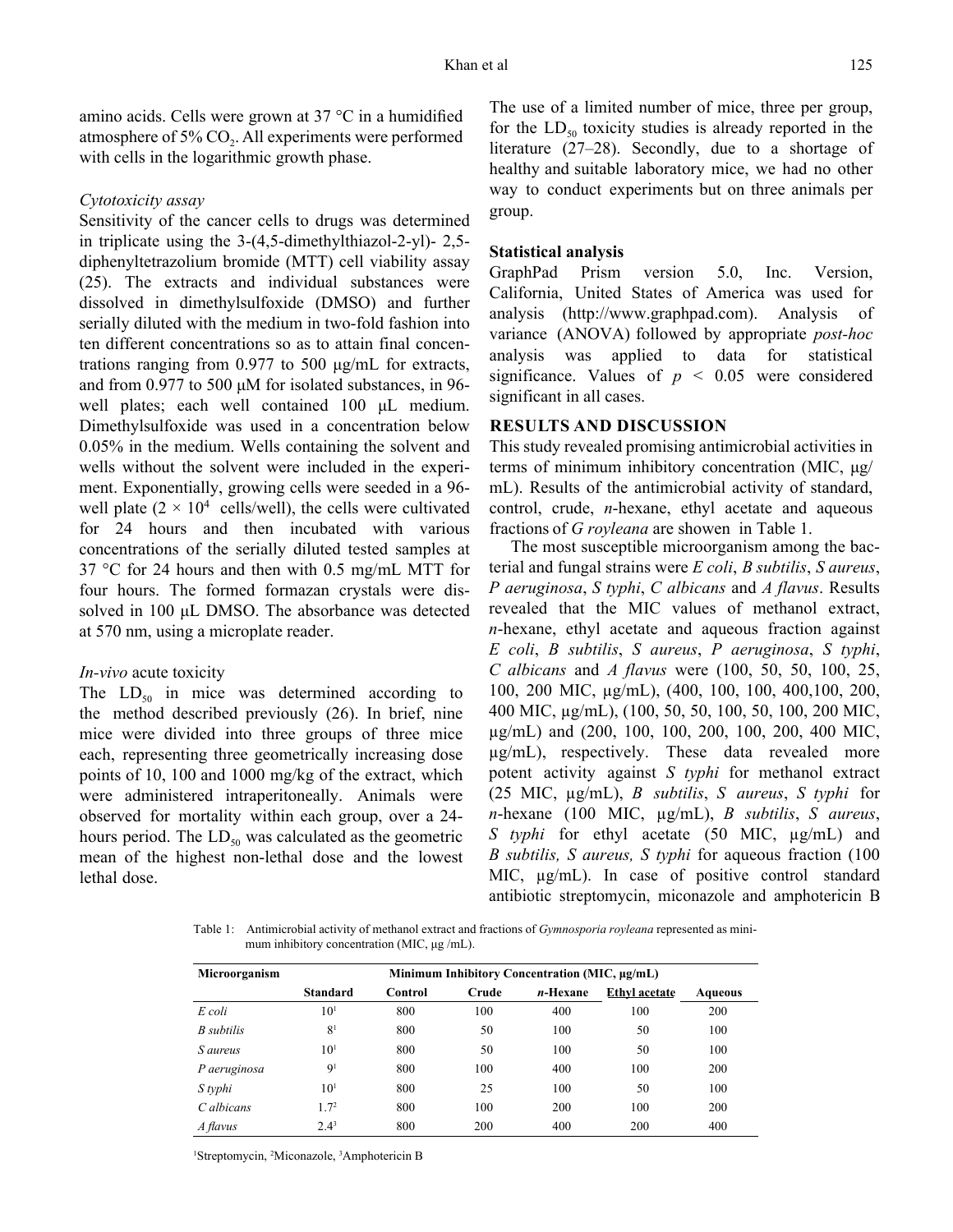amino acids. Cells were grown at 37 °C in a humidified atmosphere of 5% $CO_2$. All experiments were performed with cells in the logarithmic growth phase.

*Cytotoxicity assay*

Sensitivity of the cancer cells to drugs was determined in triplicate using the 3-(4,5-dimethylthiazol-2-yl)- 2,5-diphenyltetrazolium bromide (MTT) cell viability assay (25). The extracts and individual substances were dissolved in dimethylsulfoxide (DMSO) and further serially diluted with the medium in two-fold fashion into ten different concentrations so as to attain final concentrations ranging from 0.977 to 500 µg/mL for extracts, and from 0.977 to 500 µM for isolated substances, in 96-well plates; each well contained 100 µL medium. Dimethylsulfoxide was used in a concentration below 0.05% in the medium. Wells containing the solvent and wells without the solvent were included in the experiment. Exponentially, growing cells were seeded in a 96-well plate ($2 \times 10^4$ cells/well), the cells were cultivated for 24 hours and then incubated with various concentrations of the serially diluted tested samples at 37 °C for 24 hours and then with 0.5 mg/mL MTT for four hours. The formed formazan crystals were dissolved in 100 µL DMSO. The absorbance was detected at 570 nm, using a microplate reader.

*In-vivo* acute toxicity

The $LD_{50}$ in mice was determined according to the method described previously (26). In brief, nine mice were divided into three groups of three mice each, representing three geometrically increasing dose points of 10, 100 and 1000 mg/kg of the extract, which were administered intraperitoneally. Animals were observed for mortality within each group, over a 24-hours period. The $LD_{50}$ was calculated as the geometric mean of the highest non-lethal dose and the lowest lethal dose.

The use of a limited number of mice, three per group, for the $LD_{50}$ toxicity studies is already reported in the literature (27–28). Secondly, due to a shortage of healthy and suitable laboratory mice, we had no other way to conduct experiments but on three animals per group.

**Statistical analysis**

GraphPad Prism version 5.0, Inc. Version, California, United States of America was used for analysis (http://www.graphpad.com). Analysis of variance (ANOVA) followed by appropriate *post-hoc* analysis was applied to data for statistical significance. Values of $p < 0.05$ were considered significant in all cases.

## RESULTS AND DISCUSSION

This study revealed promising antimicrobial activities in terms of minimum inhibitory concentration (MIC, µg/mL). Results of the antimicrobial activity of standard, control, crude, *n*-hexane, ethyl acetate and aqueous fractions of *G royleana* are showen in Table 1.

The most susceptible microorganism among the bacterial and fungal strains were *E coli*, *B subtilis*, *S aureus*, *P aeruginosa*, *S typhi*, *C albicans* and *A flavus*. Results revealed that the MIC values of methanol extract, *n*-hexane, ethyl acetate and aqueous fraction against *E coli*, *B subtilis*, *S aureus*, *P aeruginosa*, *S typhi*, *C albicans* and *A flavus* were (100, 50, 50, 100, 25, 100, 200 MIC, µg/mL), (400, 100, 100, 400,100, 200, 400 MIC, µg/mL), (100, 50, 50, 100, 50, 100, 200 MIC, µg/mL) and (200, 100, 100, 200, 100, 200, 400 MIC, µg/mL), respectively. These data revealed more potent activity against *S typhi* for methanol extract (25 MIC, µg/mL), *B subtilis*, *S aureus*, *S typhi* for *n*-hexane (100 MIC, µg/mL), *B subtilis*, *S aureus*, *S typhi* for ethyl acetate (50 MIC, µg/mL) and *B subtilis, S aureus, S typhi* for aqueous fraction (100 MIC, µg/mL). In case of positive control standard antibiotic streptomycin, miconazole and amphotericin B

Table 1: Antimicrobial activity of methanol extract and fractions of *Gymnosporia royleana* represented as minimum inhibitory concentration (MIC, µg /mL).

| Microorganism | Minimum Inhibitory Concentration (MIC, µg/mL) | | | | | |
|---|---|---|---|---|---|---|
| | Standard | Control | Crude | *n*-Hexane | Ethyl acetate | Aqueous |
| *E coli* | 10[1] | 800 | 100 | 400 | 100 | 200 |
| *B subtilis* | 8[1] | 800 | 50 | 100 | 50 | 100 |
| *S aureus* | 10[1] | 800 | 50 | 100 | 50 | 100 |
| *P aeruginosa* | 9[1] | 800 | 100 | 400 | 100 | 200 |
| *S typhi* | 10[1] | 800 | 25 | 100 | 50 | 100 |
| *C albicans* | 1.7[2] | 800 | 100 | 200 | 100 | 200 |
| *A flavus* | 2.4[3] | 800 | 200 | 400 | 200 | 400 |

[1]Streptomycin, [2]Miconazole, [3]Amphotericin B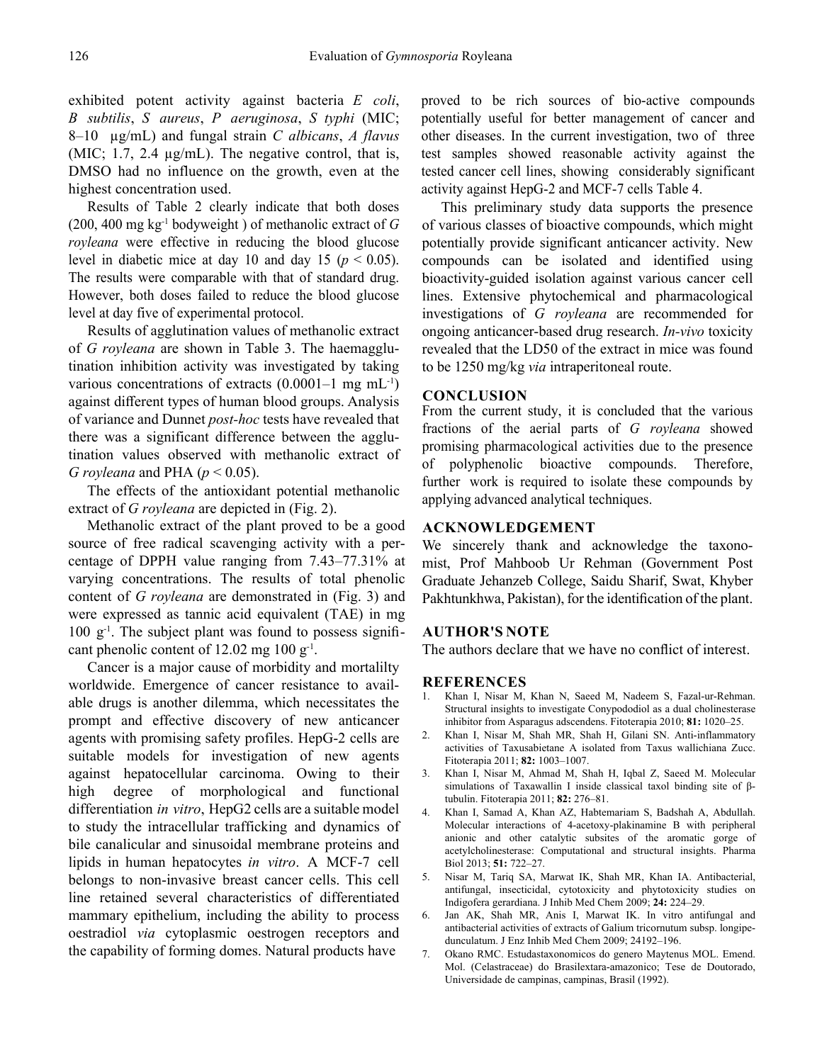exhibited potent activity against bacteria *E coli*, *B subtilis*, *S aureus*, *P aeruginosa*, *S typhi* (MIC; 8–10 µg/mL) and fungal strain *C albicans*, *A flavus* (MIC; 1.7, 2.4 µg/mL). The negative control, that is, DMSO had no influence on the growth, even at the highest concentration used.

Results of Table 2 clearly indicate that both doses (200, 400 mg $kg^{-1}$ bodyweight ) of methanolic extract of *G royleana* were effective in reducing the blood glucose level in diabetic mice at day 10 and day 15 ($p < 0.05$). The results were comparable with that of standard drug. However, both doses failed to reduce the blood glucose level at day five of experimental protocol.

Results of agglutination values of methanolic extract of *G royleana* are shown in Table 3. The haemagglutination inhibition activity was investigated by taking various concentrations of extracts (0.0001–1 mg $mL^{-1}$) against different types of human blood groups. Analysis of variance and Dunnet *post-hoc* tests have revealed that there was a significant difference between the agglutination values observed with methanolic extract of *G royleana* and PHA ($p < 0.05$).

The effects of the antioxidant potential methanolic extract of *G royleana* are depicted in (Fig. 2).

Methanolic extract of the plant proved to be a good source of free radical scavenging activity with a percentage of DPPH value ranging from 7.43–77.31% at varying concentrations. The results of total phenolic content of *G royleana* are demonstrated in (Fig. 3) and were expressed as tannic acid equivalent (TAE) in mg 100 $g^{-1}$. The subject plant was found to possess significant phenolic content of 12.02 mg 100 $g^{-1}$.

Cancer is a major cause of morbidity and mortalilty worldwide. Emergence of cancer resistance to available drugs is another dilemma, which necessitates the prompt and effective discovery of new anticancer agents with promising safety profiles. HepG-2 cells are suitable models for investigation of new agents against hepatocellular carcinoma. Owing to their high degree of morphological and functional differentiation *in vitro*, HepG2 cells are a suitable model to study the intracellular trafficking and dynamics of bile canalicular and sinusoidal membrane proteins and lipids in human hepatocytes *in vitro*. A MCF-7 cell belongs to non-invasive breast cancer cells. This cell line retained several characteristics of differentiated mammary epithelium, including the ability to process oestradiol *via* cytoplasmic oestrogen receptors and the capability of forming domes. Natural products have proved to be rich sources of bio-active compounds potentially useful for better management of cancer and other diseases. In the current investigation, two of three test samples showed reasonable activity against the tested cancer cell lines, showing considerably significant activity against HepG-2 and MCF-7 cells Table 4.

This preliminary study data supports the presence of various classes of bioactive compounds, which might potentially provide significant anticancer activity. New compounds can be isolated and identified using bioactivity-guided isolation against various cancer cell lines. Extensive phytochemical and pharmacological investigations of *G royleana* are recommended for ongoing anticancer-based drug research. *In-vivo* toxicity revealed that the LD50 of the extract in mice was found to be 1250 mg/kg *via* intraperitoneal route.

## CONCLUSION

From the current study, it is concluded that the various fractions of the aerial parts of *G royleana* showed promising pharmacological activities due to the presence of polyphenolic bioactive compounds. Therefore, further work is required to isolate these compounds by applying advanced analytical techniques.

## ACKNOWLEDGEMENT

We sincerely thank and acknowledge the taxonomist, Prof Mahboob Ur Rehman (Government Post Graduate Jehanzeb College, Saidu Sharif, Swat, Khyber Pakhtunkhwa, Pakistan), for the identification of the plant.

## AUTHOR'S NOTE

The authors declare that we have no conflict of interest.

## REFERENCES

1. Khan I, Nisar M, Khan N, Saeed M, Nadeem S, Fazal-ur-Rehman. Structural insights to investigate Conypododiol as a dual cholinesterase inhibitor from Asparagus adscendens. Fitoterapia 2010; **81:** 1020–25.
2. Khan I, Nisar M, Shah MR, Shah H, Gilani SN. Anti-inflammatory activities of Taxusabietane A isolated from Taxus wallichiana Zucc. Fitoterapia 2011; **82:** 1003–1007.
3. Khan I, Nisar M, Ahmad M, Shah H, Iqbal Z, Saeed M. Molecular simulations of Taxawallin I inside classical taxol binding site of β-tubulin. Fitoterapia 2011; **82:** 276–81.
4. Khan I, Samad A, Khan AZ, Habtemariam S, Badshah A, Abdullah. Molecular interactions of 4-acetoxy-plakinamine B with peripheral anionic and other catalytic subsites of the aromatic gorge of acetylcholinesterase: Computational and structural insights. Pharma Biol 2013; **51:** 722–27.
5. Nisar M, Tariq SA, Marwat IK, Shah MR, Khan IA. Antibacterial, antifungal, insecticidal, cytotoxicity and phytotoxicity studies on Indigofera gerardiana. J Inhib Med Chem 2009; **24:** 224–29.
6. Jan AK, Shah MR, Anis I, Marwat IK. In vitro antifungal and antibacterial activities of extracts of Galium tricornutum subsp. longipedunculatum. J Enz Inhib Med Chem 2009; 24192–196.
7. Okano RMC. Estudastaxonomicos do genero Maytenus MOL. Emend. Mol. (Celastraceae) do Brasilextara-amazonico; Tese de Doutorado, Universidade de campinas, campinas, Brasil (1992).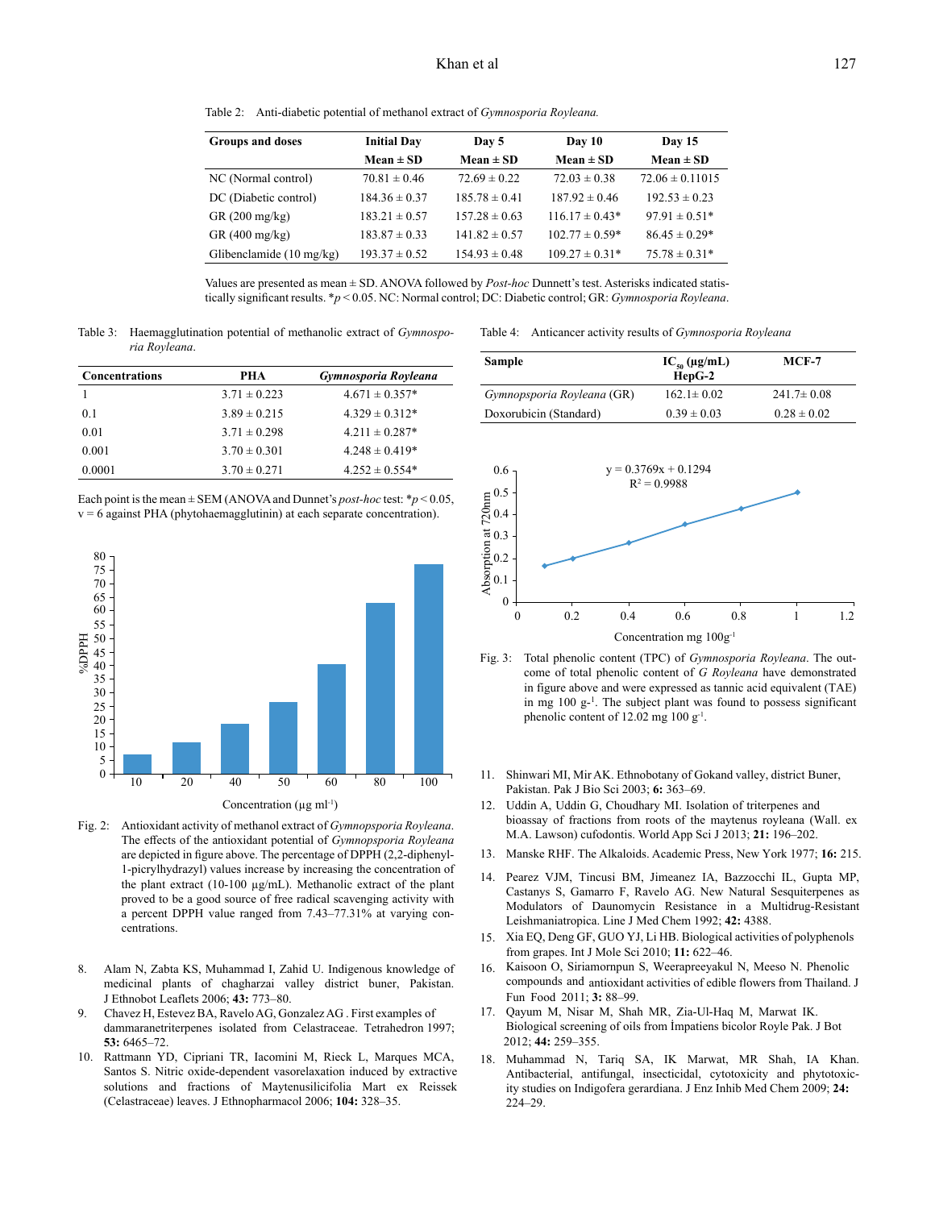Table 2: Anti-diabetic potential of methanol extract of *Gymnosporia Royleana.*

| Groups and doses | Initial Day | Day 5 | Day 10 | Day 15 |
|---|---|---|---|---|
| | Mean ± SD | Mean ± SD | Mean ± SD | Mean ± SD |
| NC (Normal control) | 70.81 ± 0.46 | 72.69 ± 0.22 | 72.03 ± 0.38 | 72.06 ± 0.11015 |
| DC (Diabetic control) | 184.36 ± 0.37 | 185.78 ± 0.41 | 187.92 ± 0.46 | 192.53 ± 0.23 |
| GR (200 mg/kg) | 183.21 ± 0.57 | 157.28 ± 0.63 | 116.17 ± 0.43* | 97.91 ± 0.51* |
| GR (400 mg/kg) | 183.87 ± 0.33 | 141.82 ± 0.57 | 102.77 ± 0.59* | 86.45 ± 0.29* |
| Glibenclamide (10 mg/kg) | 193.37 ± 0.52 | 154.93 ± 0.48 | 109.27 ± 0.31* | 75.78 ± 0.31* |

Values are presented as mean ± SD. ANOVA followed by *Post-hoc* Dunnett's test. Asterisks indicated statistically significant results. *$p < 0.05$. NC: Normal control; DC: Diabetic control; GR: *Gymnosporia Royleana*.

Table 3: Haemagglutination potential of methanolic extract of *Gymnosporia Royleana*.

| Concentrations | PHA | *Gymnosporia Royleana* |
|---|---|---|
| 1 | 3.71 ± 0.223 | 4.671 ± 0.357* |
| 0.1 | 3.89 ± 0.215 | 4.329 ± 0.312* |
| 0.01 | 3.71 ± 0.298 | 4.211 ± 0.287* |
| 0.001 | 3.70 ± 0.301 | 4.248 ± 0.419* |
| 0.0001 | 3.70 ± 0.271 | 4.252 ± 0.554* |

Each point is the mean ± SEM (ANOVA and Dunnet's *post-hoc* test: *$p < 0.05$, v = 6 against PHA (phytohaemagglutinin) at each separate concentration).

%DPPH
80
75
70
65
60
55
50
45
40
35
30
25
20
15
10
5
0
10 20 40 50 60 80 100
Concentration (μg ml⁻¹)

Fig. 2: Antioxidant activity of methanol extract of *Gymnopsporia Royleana*. The effects of the antioxidant potential of *Gymnopsporia Royleana* are depicted in figure above. The percentage of DPPH (2,2-diphenyl-1-picrylhydrazyl) values increase by increasing the concentration of the plant extract (10-100 μg/mL). Methanolic extract of the plant proved to be a good source of free radical scavenging activity with a percent DPPH value ranged from 7.43–77.31% at varying concentrations.

Table 4: Anticancer activity results of *Gymnosporia Royleana*

| Sample | $IC_{50}$ (μg/mL) HepG-2 | MCF-7 |
|---|---|---|
| *Gymnopsporia Royleana* (GR) | 162.1± 0.02 | 241.7± 0.08 |
| Doxorubicin (Standard) | 0.39 ± 0.03 | 0.28 ± 0.02 |

y = 0.3769x + 0.1294
$R^2$ = 0.9988
Absorption at 720nm
0.6
0.5
0.4
0.3
0.2
0.1
0
0 0.2 0.4 0.6 0.8 1 1.2
Concentration mg 100g⁻¹

Fig. 3: Total phenolic content (TPC) of *Gymnosporia Royleana*. The outcome of total phenolic content of *G Royleana* have demonstrated in figure above and were expressed as tannic acid equivalent (TAE) in mg 100 g⁻¹. The subject plant was found to possess significant phenolic content of 12.02 mg 100 g⁻¹.

8. Alam N, Zabta KS, Muhammad I, Zahid U. Indigenous knowledge of medicinal plants of chagharzai valley district buner, Pakistan. J Ethnobot Leaflets 2006; **43:** 773–80.
9. Chavez H, Estevez BA, Ravelo AG, Gonzalez AG . First examples of dammaranetriterpenes isolated from Celastraceae. Tetrahedron 1997; **53:** 6465–72.
10. Rattmann YD, Cipriani TR, Iacomini M, Rieck L, Marques MCA, Santos S. Nitric oxide-dependent vasorelaxation induced by extractive solutions and fractions of Maytenusilicifolia Mart ex Reissek (Celastraceae) leaves. J Ethnopharmacol 2006; **104:** 328–35.
11. Shinwari MI, Mir AK. Ethnobotany of Gokand valley, district Buner, Pakistan. Pak J Bio Sci 2003; **6:** 363–69.
12. Uddin A, Uddin G, Choudhary MI. Isolation of triterpenes and bioassay of fractions from roots of the maytenus royleana (Wall. ex M.A. Lawson) cufodontis. World App Sci J 2013; **21:** 196–202.
13. Manske RHF. The Alkaloids. Academic Press, New York 1977; **16:** 215.
14. Pearez VJM, Tincusi BM, Jimeanez IA, Bazzocchi IL, Gupta MP, Castanys S, Gamarro F, Ravelo AG. New Natural Sesquiterpenes as Modulators of Daunomycin Resistance in a Multidrug-Resistant Leishmaniatropica. Line J Med Chem 1992; **42:** 4388.
15. Xia EQ, Deng GF, GUO YJ, Li HB. Biological activities of polyphenols from grapes. Int J Mole Sci 2010; **11:** 622–46.
16. Kaisoon O, Siriamornpun S, Weerapreeyakul N, Meeso N. Phenolic compounds and antioxidant activities of edible flowers from Thailand. J Fun Food 2011; **3:** 88–99.
17. Qayum M, Nisar M, Shah MR, Zia-Ul-Haq M, Marwat IK. Biological screening of oils from İmpatiens bicolor Royle Pak. J Bot 2012; **44:** 259–355.
18. Muhammad N, Tariq SA, IK Marwat, MR Shah, IA Khan. Antibacterial, antifungal, insecticidal, cytotoxicity and phytotoxicity studies on Indigofera gerardiana. J Enz Inhib Med Chem 2009; **24:** 224–29.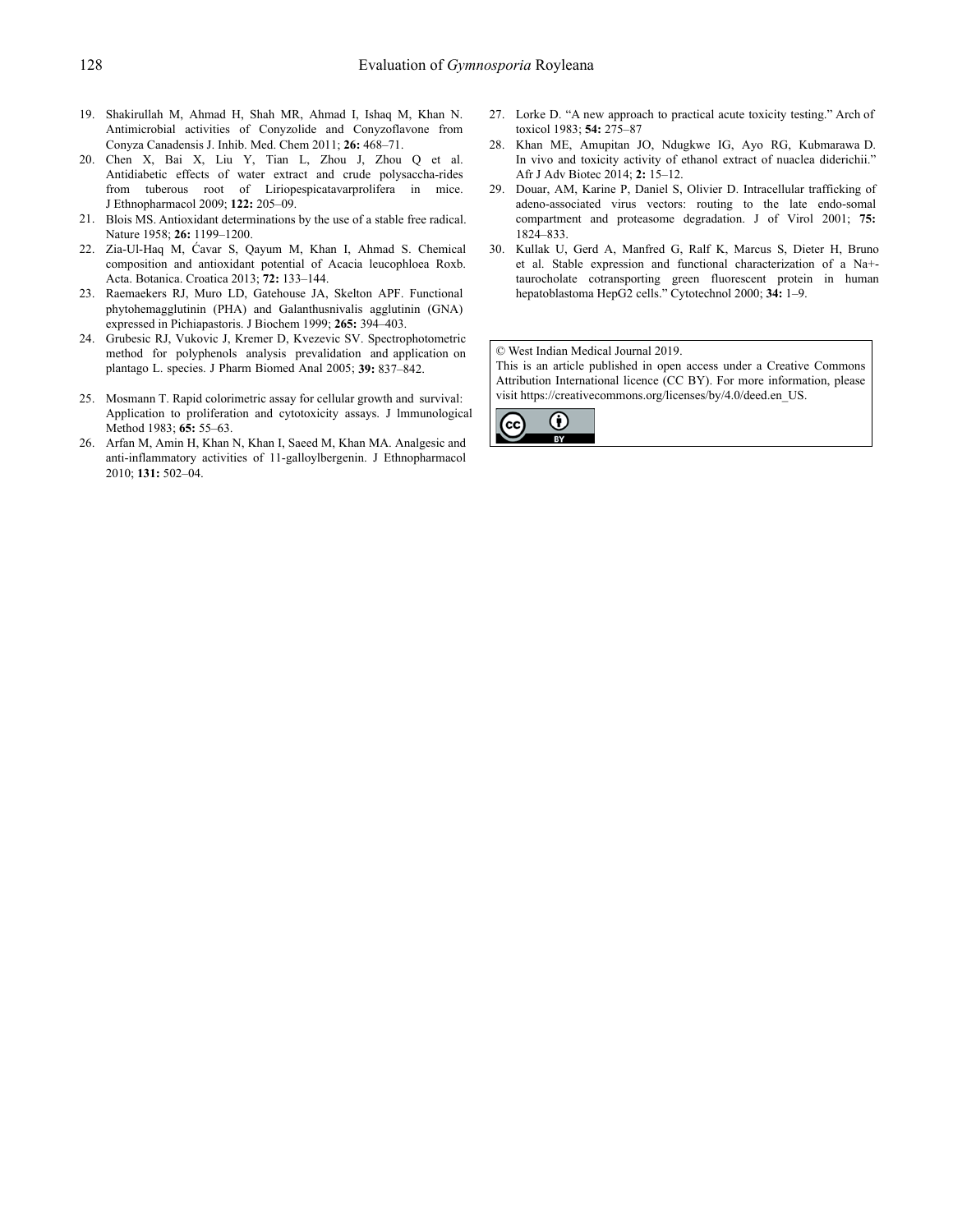19. Shakirullah M, Ahmad H, Shah MR, Ahmad I, Ishaq M, Khan N. Antimicrobial activities of Conyzolide and Conyzoflavone from Conyza Canadensis J. Inhib. Med. Chem 2011; **26:** 468–71.
20. Chen X, Bai X, Liu Y, Tian L, Zhou J, Zhou Q et al. Antidiabetic effects of water extract and crude polysaccha-rides from tuberous root of Liriopespicatavarprolifera in mice. J Ethnopharmacol 2009; **122:** 205–09.
21. Blois MS. Antioxidant determinations by the use of a stable free radical. Nature 1958; **26:** 1199–1200.
22. Zia-Ul-Haq M, Ćavar S, Qayum M, Khan I, Ahmad S. Chemical composition and antioxidant potential of Acacia leucophloea Roxb. Acta. Botanica. Croatica 2013; **72:** 133–144.
23. Raemaekers RJ, Muro LD, Gatehouse JA, Skelton APF. Functional phytohemagglutinin (PHA) and Galanthusnivalis agglutinin (GNA) expressed in Pichiapastoris. J Biochem 1999; **265:** 394–403.
24. Grubesic RJ, Vukovic J, Kremer D, Kvezevic SV. Spectrophotometric method for polyphenols analysis prevalidation and application on plantago L. species. J Pharm Biomed Anal 2005; **39:** 837–842.
25. Mosmann T. Rapid colorimetric assay for cellular growth and survival: Application to proliferation and cytotoxicity assays. J lmmunological Method 1983; **65:** 55–63.
26. Arfan M, Amin H, Khan N, Khan I, Saeed M, Khan MA. Analgesic and anti-inflammatory activities of 11-galloylbergenin. J Ethnopharmacol 2010; **131:** 502–04.
27. Lorke D. "A new approach to practical acute toxicity testing." Arch of toxicol 1983; **54:** 275–87
28. Khan ME, Amupitan JO, Ndugkwe IG, Ayo RG, Kubmarawa D. In vivo and toxicity activity of ethanol extract of nuaclea diderichii." Afr J Adv Biotec 2014; **2:** 15–12.
29. Douar, AM, Karine P, Daniel S, Olivier D. Intracellular trafficking of adeno-associated virus vectors: routing to the late endo-somal compartment and proteasome degradation. J of Virol 2001; **75:** 1824–833.
30. Kullak U, Gerd A, Manfred G, Ralf K, Marcus S, Dieter H, Bruno et al. Stable expression and functional characterization of a Na+-taurocholate cotransporting green fluorescent protein in human hepatoblastoma HepG2 cells." Cytotechnol 2000; **34:** 1–9.

© West Indian Medical Journal 2019.
This is an article published in open access under a Creative Commons Attribution International licence (CC BY). For more information, please visit https://creativecommons.org/licenses/by/4.0/deed.en_US.